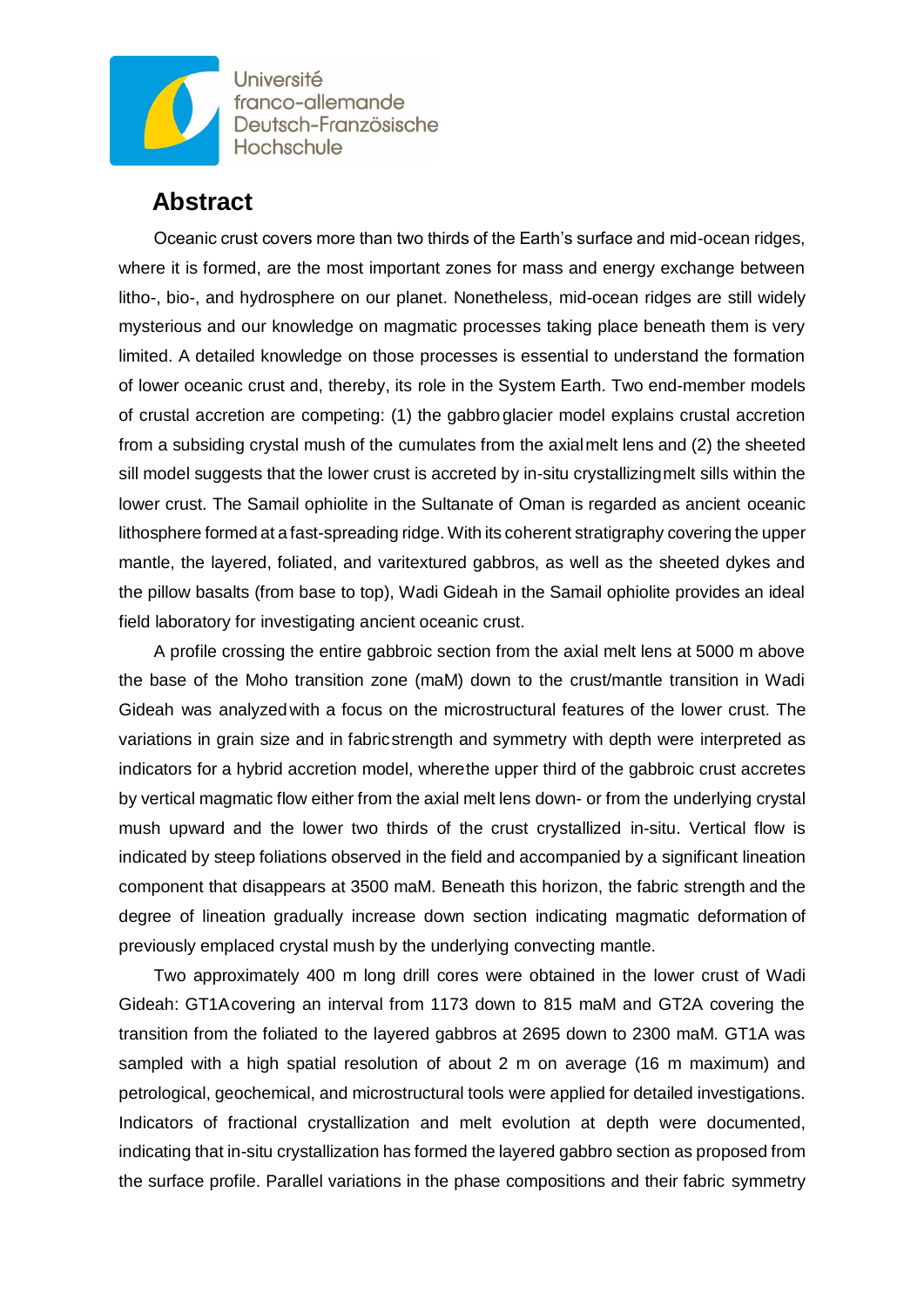## Abstract

Oceanic crust covers more than two thirds of the Earth's surface and mid-ocean ridges, where it is formed, are the most important zones for mass and energy exchange between litho-, bio-, and hydrosphere on our planet. Nonetheless, mid-ocean ridges are still widely mysterious and our knowledge on magmatic processes taking place beneath them is very limited. A detailed knowledge on those processes is essential to understand the formation of lower oceanic crust and, thereby, its role in the System Earth. Two end-member models of crustal accretion are competing: (1) the gabbro glacier model explains crustal accretion from a subsiding crystal mush of the cumulates from the axial melt lens and (2) the sheeted sill model suggests that the lower crust is accreted by in-situ crystallizing melt sills within the lower crust. The Samail ophiolite in the Sultanate of Oman is regarded as ancient oceanic lithosphere formed at a fast-spreading ridge. With its coherent stratigraphy covering the upper mantle, the layered, foliated, and varitextured gabbros, as well as the sheeted dykes and the pillow basalts (from base to top), Wadi Gideah in the Samail ophiolite provides an ideal field laboratory for investigating ancient oceanic crust.

A profile crossing the entire gabbroic section from the axial melt lens at 5000 m above the base of the Moho transition zone (maM) down to the crust/mantle transition in Wadi Gideah was analyzed with a focus on the microstructural features of the lower crust. The variations in grain size and in fabric strength and symmetry with depth were interpreted as indicators for a hybrid accretion model, where the upper third of the gabbroic crust accretes by vertical magmatic flow either from the axial melt lens down- or from the underlying crystal mush upward and the lower two thirds of the crust crystallized in-situ. Vertical flow is indicated by steep foliations observed in the field and accompanied by a significant lineation component that disappears at 3500 maM. Beneath this horizon, the fabric strength and the degree of lineation gradually increase down section indicating magmatic deformation of previously emplaced crystal mush by the underlying convecting mantle.

Two approximately 400 m long drill cores were obtained in the lower crust of Wadi Gideah: GT1A covering an interval from 1173 down to 815 maM and GT2A covering the transition from the foliated to the layered gabbros at 2695 down to 2300 maM. GT1A was sampled with a high spatial resolution of about 2 m on average (16 m maximum) and petrological, geochemical, and microstructural tools were applied for detailed investigations. Indicators of fractional crystallization and melt evolution at depth were documented, indicating that in-situ crystallization has formed the layered gabbro section as proposed from the surface profile. Parallel variations in the phase compositions and their fabric symmetry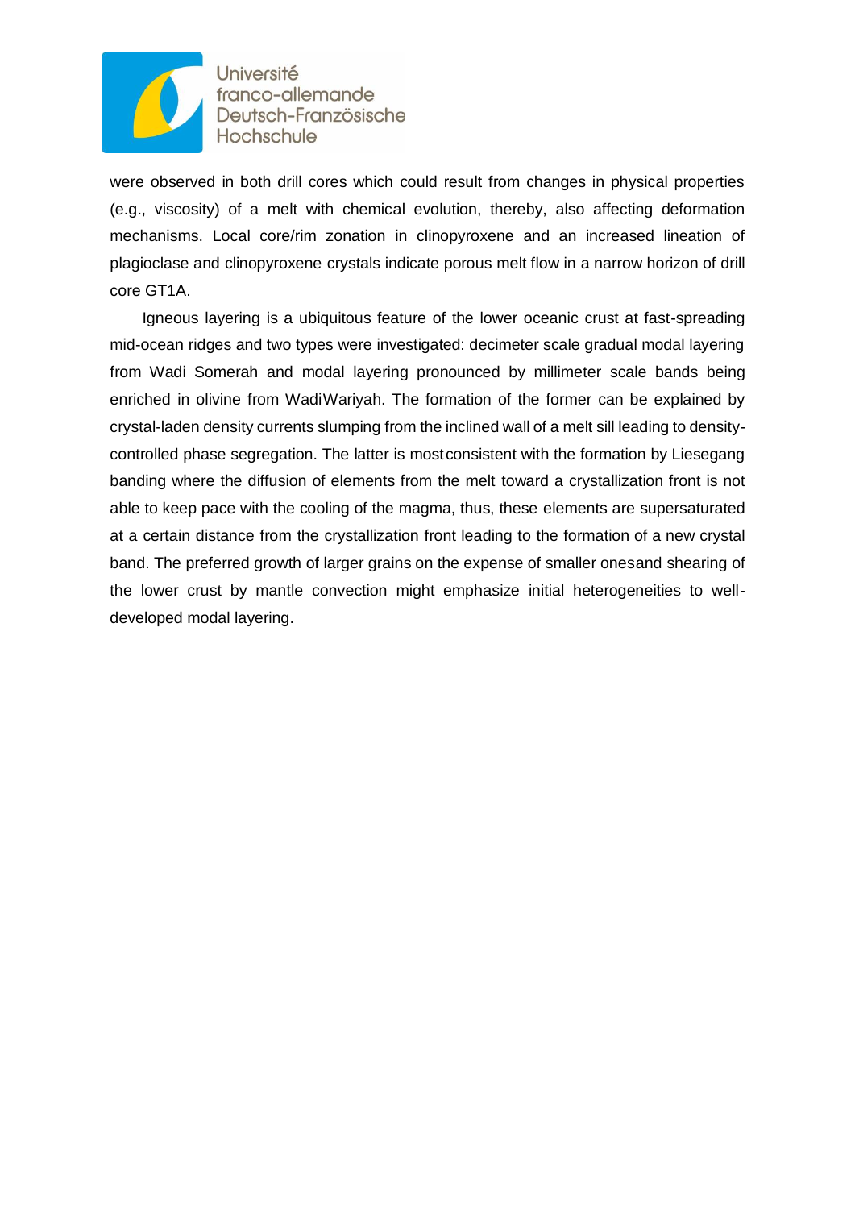were observed in both drill cores which could result from changes in physical properties (e.g., viscosity) of a melt with chemical evolution, thereby, also affecting deformation mechanisms. Local core/rim zonation in clinopyroxene and an increased lineation of plagioclase and clinopyroxene crystals indicate porous melt flow in a narrow horizon of drill core GT1A.

Igneous layering is a ubiquitous feature of the lower oceanic crust at fast-spreading mid-ocean ridges and two types were investigated: decimeter scale gradual modal layering from Wadi Somerah and modal layering pronounced by millimeter scale bands being enriched in olivine from WadiWariyah. The formation of the former can be explained by crystal-laden density currents slumping from the inclined wall of a melt sill leading to density-controlled phase segregation. The latter is mostconsistent with the formation by Liesegang banding where the diffusion of elements from the melt toward a crystallization front is not able to keep pace with the cooling of the magma, thus, these elements are supersaturated at a certain distance from the crystallization front leading to the formation of a new crystal band. The preferred growth of larger grains on the expense of smaller onesand shearing of the lower crust by mantle convection might emphasize initial heterogeneities to well-developed modal layering.